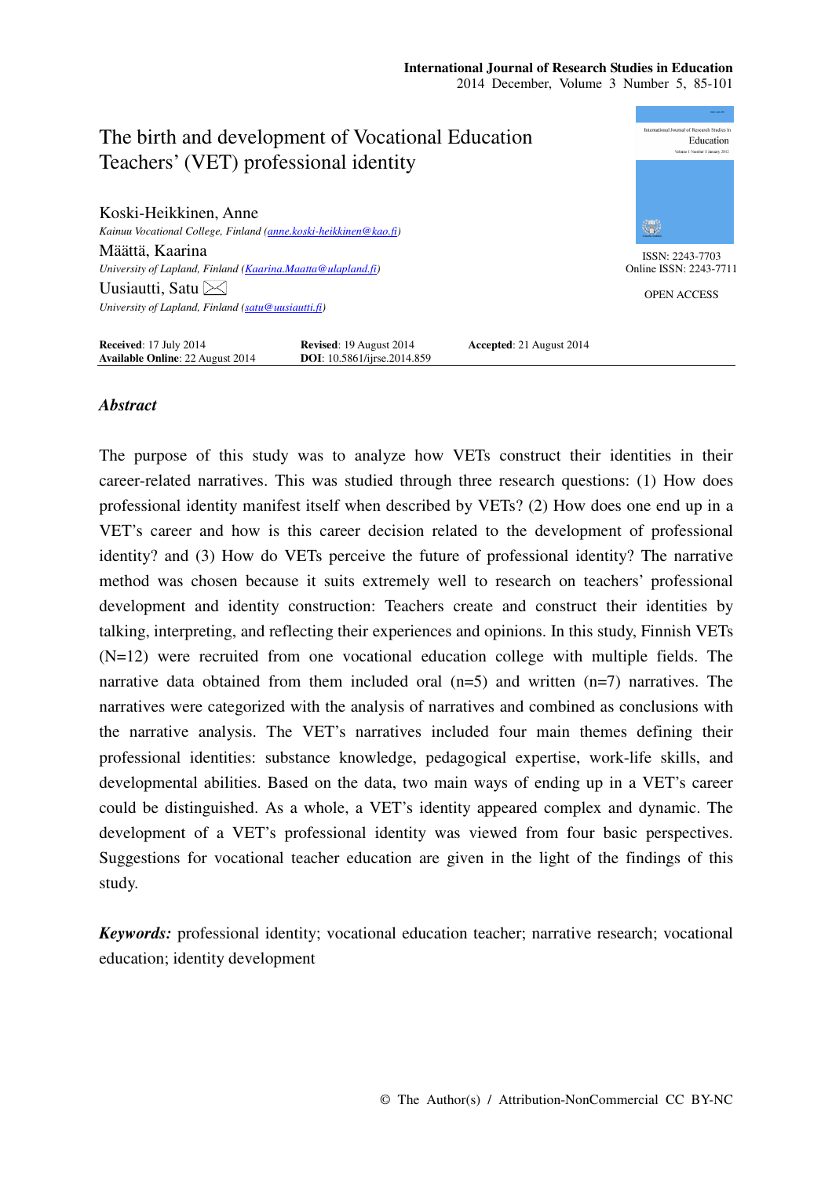# The birth and development of Vocational Education Teachers' (VET) professional identity

Koski-Heikkinen, Anne
*Kainuu Vocational College, Finland (anne.koski-heikkinen@kao.fi)*

Määttä, Kaarina
*University of Lapland, Finland (Kaarina.Maatta@ulapland.fi)*

Uusiautti, Satu
*University of Lapland, Finland (satu@uusiautti.fi)*

ISSN: 2243-7703
Online ISSN: 2243-7711

OPEN ACCESS

**Received**: 17 July 2014 **Revised**: 19 August 2014 **Accepted**: 21 August 2014
**Available Online**: 22 August 2014 **DOI**: 10.5861/ijrse.2014.859

## *Abstract*

The purpose of this study was to analyze how VETs construct their identities in their career-related narratives. This was studied through three research questions: (1) How does professional identity manifest itself when described by VETs? (2) How does one end up in a VET's career and how is this career decision related to the development of professional identity? and (3) How do VETs perceive the future of professional identity? The narrative method was chosen because it suits extremely well to research on teachers' professional development and identity construction: Teachers create and construct their identities by talking, interpreting, and reflecting their experiences and opinions. In this study, Finnish VETs (N=12) were recruited from one vocational education college with multiple fields. The narrative data obtained from them included oral (n=5) and written (n=7) narratives. The narratives were categorized with the analysis of narratives and combined as conclusions with the narrative analysis. The VET's narratives included four main themes defining their professional identities: substance knowledge, pedagogical expertise, work-life skills, and developmental abilities. Based on the data, two main ways of ending up in a VET's career could be distinguished. As a whole, a VET's identity appeared complex and dynamic. The development of a VET's professional identity was viewed from four basic perspectives. Suggestions for vocational teacher education are given in the light of the findings of this study.

***Keywords:*** professional identity; vocational education teacher; narrative research; vocational education; identity development

© The Author(s) / Attribution-NonCommercial CC BY-NC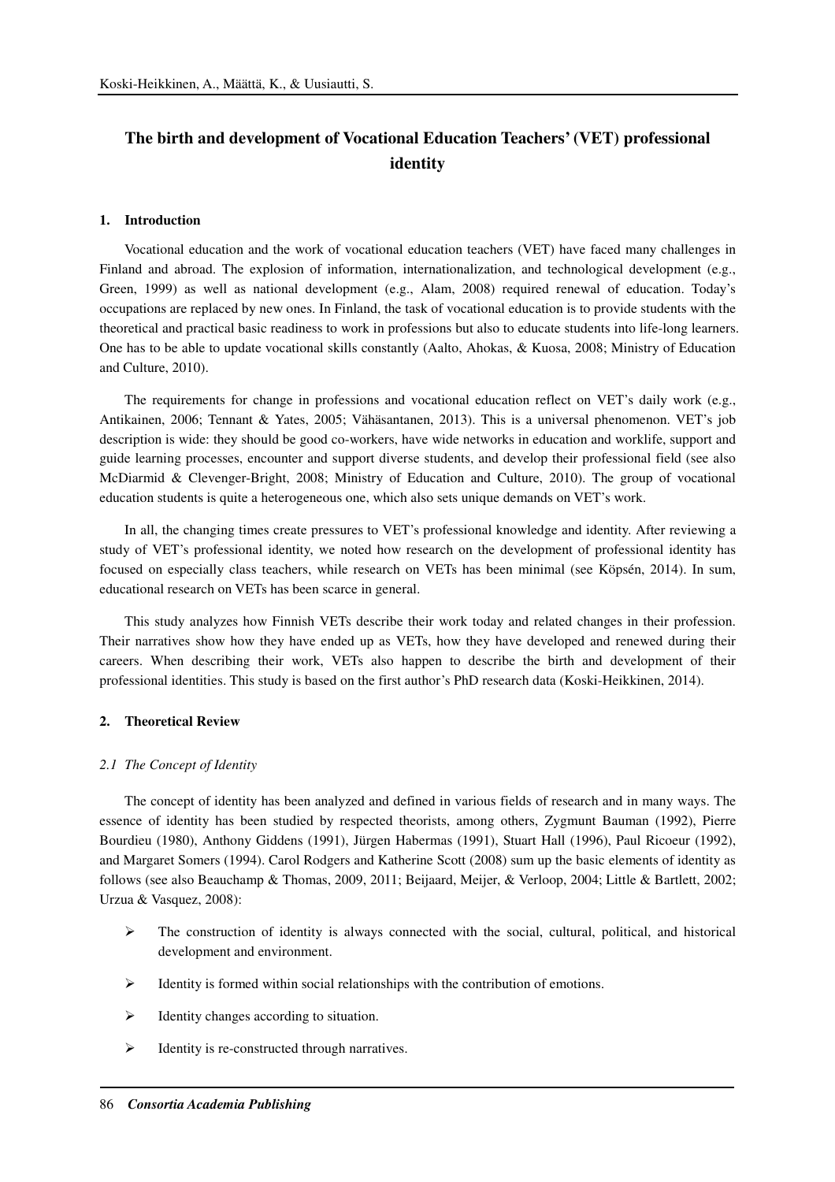# The birth and development of Vocational Education Teachers' (VET) professional identity

## 1. Introduction

Vocational education and the work of vocational education teachers (VET) have faced many challenges in Finland and abroad. The explosion of information, internationalization, and technological development (e.g., Green, 1999) as well as national development (e.g., Alam, 2008) required renewal of education. Today's occupations are replaced by new ones. In Finland, the task of vocational education is to provide students with the theoretical and practical basic readiness to work in professions but also to educate students into life-long learners. One has to be able to update vocational skills constantly (Aalto, Ahokas, & Kuosa, 2008; Ministry of Education and Culture, 2010).

The requirements for change in professions and vocational education reflect on VET's daily work (e.g., Antikainen, 2006; Tennant & Yates, 2005; Vähäsantanen, 2013). This is a universal phenomenon. VET's job description is wide: they should be good co-workers, have wide networks in education and worklife, support and guide learning processes, encounter and support diverse students, and develop their professional field (see also McDiarmid & Clevenger-Bright, 2008; Ministry of Education and Culture, 2010). The group of vocational education students is quite a heterogeneous one, which also sets unique demands on VET's work.

In all, the changing times create pressures to VET's professional knowledge and identity. After reviewing a study of VET's professional identity, we noted how research on the development of professional identity has focused on especially class teachers, while research on VETs has been minimal (see Köpsén, 2014). In sum, educational research on VETs has been scarce in general.

This study analyzes how Finnish VETs describe their work today and related changes in their profession. Their narratives show how they have ended up as VETs, how they have developed and renewed during their careers. When describing their work, VETs also happen to describe the birth and development of their professional identities. This study is based on the first author's PhD research data (Koski-Heikkinen, 2014).

## 2. Theoretical Review

### *2.1 The Concept of Identity*

The concept of identity has been analyzed and defined in various fields of research and in many ways. The essence of identity has been studied by respected theorists, among others, Zygmunt Bauman (1992), Pierre Bourdieu (1980), Anthony Giddens (1991), Jürgen Habermas (1991), Stuart Hall (1996), Paul Ricoeur (1992), and Margaret Somers (1994). Carol Rodgers and Katherine Scott (2008) sum up the basic elements of identity as follows (see also Beauchamp & Thomas, 2009, 2011; Beijaard, Meijer, & Verloop, 2004; Little & Bartlett, 2002; Urzua & Vasquez, 2008):

- The construction of identity is always connected with the social, cultural, political, and historical development and environment.
- Identity is formed within social relationships with the contribution of emotions.
- Identity changes according to situation.
- Identity is re-constructed through narratives.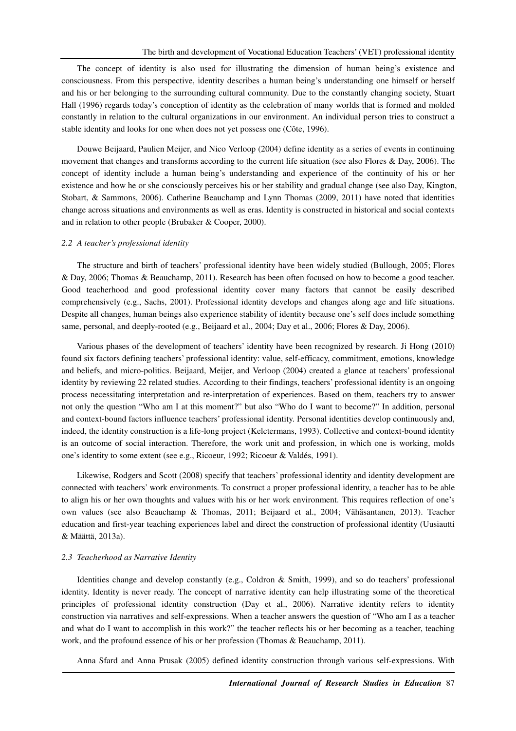The concept of identity is also used for illustrating the dimension of human being's existence and consciousness. From this perspective, identity describes a human being's understanding one himself or herself and his or her belonging to the surrounding cultural community. Due to the constantly changing society, Stuart Hall (1996) regards today's conception of identity as the celebration of many worlds that is formed and molded constantly in relation to the cultural organizations in our environment. An individual person tries to construct a stable identity and looks for one when does not yet possess one (Côte, 1996).

Douwe Beijaard, Paulien Meijer, and Nico Verloop (2004) define identity as a series of events in continuing movement that changes and transforms according to the current life situation (see also Flores & Day, 2006). The concept of identity include a human being's understanding and experience of the continuity of his or her existence and how he or she consciously perceives his or her stability and gradual change (see also Day, Kington, Stobart, & Sammons, 2006). Catherine Beauchamp and Lynn Thomas (2009, 2011) have noted that identities change across situations and environments as well as eras. Identity is constructed in historical and social contexts and in relation to other people (Brubaker & Cooper, 2000).

### *2.2 A teacher's professional identity*

The structure and birth of teachers' professional identity have been widely studied (Bullough, 2005; Flores & Day, 2006; Thomas & Beauchamp, 2011). Research has been often focused on how to become a good teacher. Good teacherhood and good professional identity cover many factors that cannot be easily described comprehensively (e.g., Sachs, 2001). Professional identity develops and changes along age and life situations. Despite all changes, human beings also experience stability of identity because one's self does include something same, personal, and deeply-rooted (e.g., Beijaard et al., 2004; Day et al., 2006; Flores & Day, 2006).

Various phases of the development of teachers' identity have been recognized by research. Ji Hong (2010) found six factors defining teachers' professional identity: value, self-efficacy, commitment, emotions, knowledge and beliefs, and micro-politics. Beijaard, Meijer, and Verloop (2004) created a glance at teachers' professional identity by reviewing 22 related studies. According to their findings, teachers' professional identity is an ongoing process necessitating interpretation and re-interpretation of experiences. Based on them, teachers try to answer not only the question "Who am I at this moment?" but also "Who do I want to become?" In addition, personal and context-bound factors influence teachers' professional identity. Personal identities develop continuously and, indeed, the identity construction is a life-long project (Kelctermans, 1993). Collective and context-bound identity is an outcome of social interaction. Therefore, the work unit and profession, in which one is working, molds one's identity to some extent (see e.g., Ricoeur, 1992; Ricoeur & Valdés, 1991).

Likewise, Rodgers and Scott (2008) specify that teachers' professional identity and identity development are connected with teachers' work environments. To construct a proper professional identity, a teacher has to be able to align his or her own thoughts and values with his or her work environment. This requires reflection of one's own values (see also Beauchamp & Thomas, 2011; Beijaard et al., 2004; Vähäsantanen, 2013). Teacher education and first-year teaching experiences label and direct the construction of professional identity (Uusiautti & Määttä, 2013a).

### *2.3 Teacherhood as Narrative Identity*

Identities change and develop constantly (e.g., Coldron & Smith, 1999), and so do teachers' professional identity. Identity is never ready. The concept of narrative identity can help illustrating some of the theoretical principles of professional identity construction (Day et al., 2006). Narrative identity refers to identity construction via narratives and self-expressions. When a teacher answers the question of "Who am I as a teacher and what do I want to accomplish in this work?" the teacher reflects his or her becoming as a teacher, teaching work, and the profound essence of his or her profession (Thomas & Beauchamp, 2011).

Anna Sfard and Anna Prusak (2005) defined identity construction through various self-expressions. With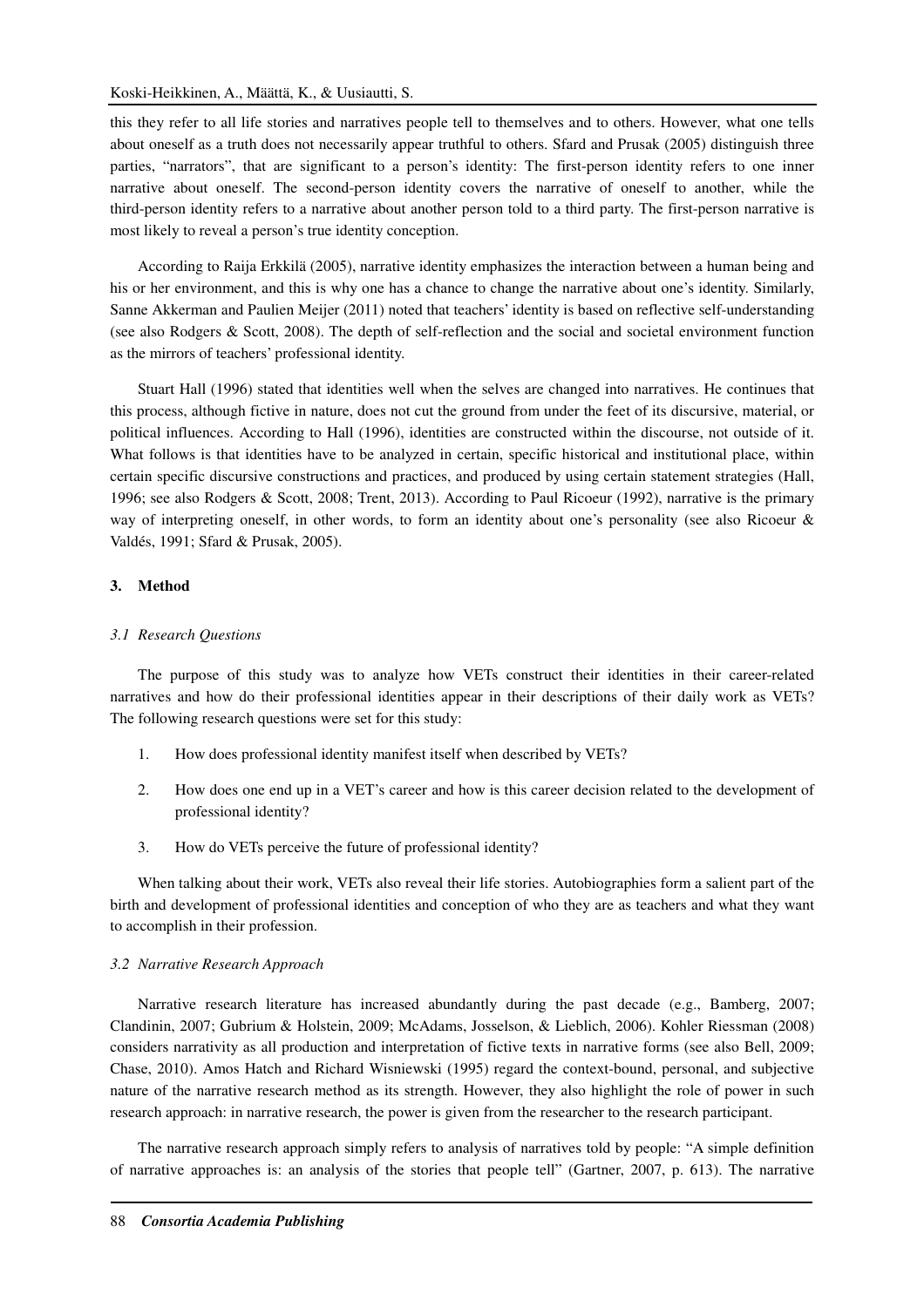this they refer to all life stories and narratives people tell to themselves and to others. However, what one tells about oneself as a truth does not necessarily appear truthful to others. Sfard and Prusak (2005) distinguish three parties, "narrators", that are significant to a person's identity: The first-person identity refers to one inner narrative about oneself. The second-person identity covers the narrative of oneself to another, while the third-person identity refers to a narrative about another person told to a third party. The first-person narrative is most likely to reveal a person's true identity conception.

According to Raija Erkkilä (2005), narrative identity emphasizes the interaction between a human being and his or her environment, and this is why one has a chance to change the narrative about one's identity. Similarly, Sanne Akkerman and Paulien Meijer (2011) noted that teachers' identity is based on reflective self-understanding (see also Rodgers & Scott, 2008). The depth of self-reflection and the social and societal environment function as the mirrors of teachers' professional identity.

Stuart Hall (1996) stated that identities well when the selves are changed into narratives. He continues that this process, although fictive in nature, does not cut the ground from under the feet of its discursive, material, or political influences. According to Hall (1996), identities are constructed within the discourse, not outside of it. What follows is that identities have to be analyzed in certain, specific historical and institutional place, within certain specific discursive constructions and practices, and produced by using certain statement strategies (Hall, 1996; see also Rodgers & Scott, 2008; Trent, 2013). According to Paul Ricoeur (1992), narrative is the primary way of interpreting oneself, in other words, to form an identity about one's personality (see also Ricoeur & Valdés, 1991; Sfard & Prusak, 2005).

## 3. Method

### *3.1 Research Questions*

The purpose of this study was to analyze how VETs construct their identities in their career-related narratives and how do their professional identities appear in their descriptions of their daily work as VETs? The following research questions were set for this study:

1. How does professional identity manifest itself when described by VETs?
2. How does one end up in a VET's career and how is this career decision related to the development of professional identity?
3. How do VETs perceive the future of professional identity?

When talking about their work, VETs also reveal their life stories. Autobiographies form a salient part of the birth and development of professional identities and conception of who they are as teachers and what they want to accomplish in their profession.

### *3.2 Narrative Research Approach*

Narrative research literature has increased abundantly during the past decade (e.g., Bamberg, 2007; Clandinin, 2007; Gubrium & Holstein, 2009; McAdams, Josselson, & Lieblich, 2006). Kohler Riessman (2008) considers narrativity as all production and interpretation of fictive texts in narrative forms (see also Bell, 2009; Chase, 2010). Amos Hatch and Richard Wisniewski (1995) regard the context-bound, personal, and subjective nature of the narrative research method as its strength. However, they also highlight the role of power in such research approach: in narrative research, the power is given from the researcher to the research participant.

The narrative research approach simply refers to analysis of narratives told by people: "A simple definition of narrative approaches is: an analysis of the stories that people tell" (Gartner, 2007, p. 613). The narrative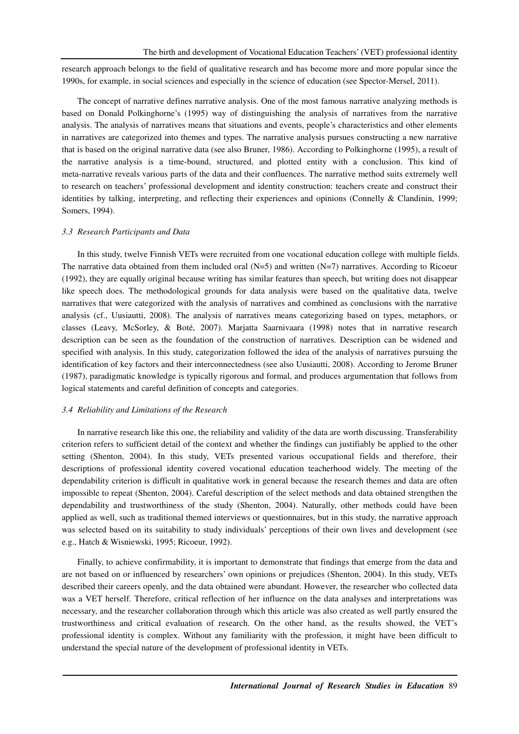research approach belongs to the field of qualitative research and has become more and more popular since the 1990s, for example, in social sciences and especially in the science of education (see Spector-Mersel, 2011).

The concept of narrative defines narrative analysis. One of the most famous narrative analyzing methods is based on Donald Polkinghorne's (1995) way of distinguishing the analysis of narratives from the narrative analysis. The analysis of narratives means that situations and events, people's characteristics and other elements in narratives are categorized into themes and types. The narrative analysis pursues constructing a new narrative that is based on the original narrative data (see also Bruner, 1986). According to Polkinghorne (1995), a result of the narrative analysis is a time-bound, structured, and plotted entity with a conclusion. This kind of meta-narrative reveals various parts of the data and their confluences. The narrative method suits extremely well to research on teachers' professional development and identity construction: teachers create and construct their identities by talking, interpreting, and reflecting their experiences and opinions (Connelly & Clandinin, 1999; Somers, 1994).

### *3.3 Research Participants and Data*

In this study, twelve Finnish VETs were recruited from one vocational education college with multiple fields. The narrative data obtained from them included oral (N=5) and written (N=7) narratives. According to Ricoeur (1992), they are equally original because writing has similar features than speech, but writing does not disappear like speech does. The methodological grounds for data analysis were based on the qualitative data, twelve narratives that were categorized with the analysis of narratives and combined as conclusions with the narrative analysis (cf., Uusiautti, 2008). The analysis of narratives means categorizing based on types, metaphors, or classes (Leavy, McSorley, & Boté, 2007). Marjatta Saarnivaara (1998) notes that in narrative research description can be seen as the foundation of the construction of narratives. Description can be widened and specified with analysis. In this study, categorization followed the idea of the analysis of narratives pursuing the identification of key factors and their interconnectedness (see also Uusiautti, 2008). According to Jerome Bruner (1987), paradigmatic knowledge is typically rigorous and formal, and produces argumentation that follows from logical statements and careful definition of concepts and categories.

### *3.4 Reliability and Limitations of the Research*

In narrative research like this one, the reliability and validity of the data are worth discussing. Transferability criterion refers to sufficient detail of the context and whether the findings can justifiably be applied to the other setting (Shenton, 2004). In this study, VETs presented various occupational fields and therefore, their descriptions of professional identity covered vocational education teacherhood widely. The meeting of the dependability criterion is difficult in qualitative work in general because the research themes and data are often impossible to repeat (Shenton, 2004). Careful description of the select methods and data obtained strengthen the dependability and trustworthiness of the study (Shenton, 2004). Naturally, other methods could have been applied as well, such as traditional themed interviews or questionnaires, but in this study, the narrative approach was selected based on its suitability to study individuals' perceptions of their own lives and development (see e.g., Hatch & Wisniewski, 1995; Ricoeur, 1992).

Finally, to achieve confirmability, it is important to demonstrate that findings that emerge from the data and are not based on or influenced by researchers' own opinions or prejudices (Shenton, 2004). In this study, VETs described their careers openly, and the data obtained were abundant. However, the researcher who collected data was a VET herself. Therefore, critical reflection of her influence on the data analyses and interpretations was necessary, and the researcher collaboration through which this article was also created as well partly ensured the trustworthiness and critical evaluation of research. On the other hand, as the results showed, the VET's professional identity is complex. Without any familiarity with the profession, it might have been difficult to understand the special nature of the development of professional identity in VETs.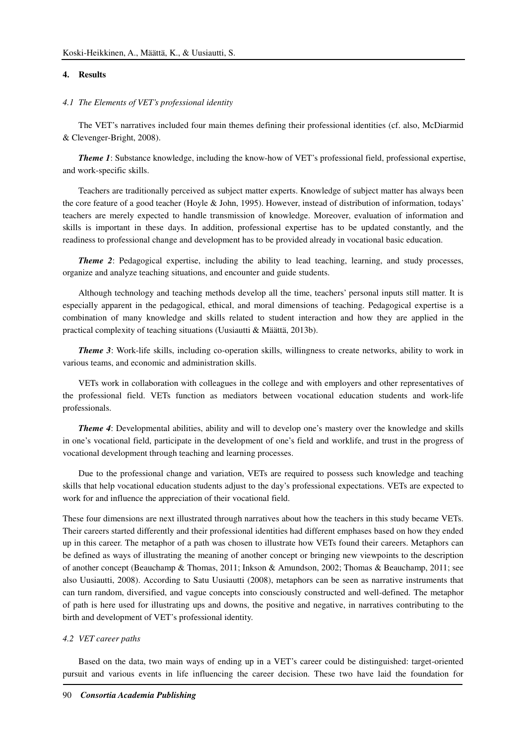## 4. Results

### *4.1 The Elements of VET's professional identity*

The VET's narratives included four main themes defining their professional identities (cf. also, McDiarmid & Clevenger-Bright, 2008).

***Theme 1***: Substance knowledge, including the know-how of VET's professional field, professional expertise, and work-specific skills.

Teachers are traditionally perceived as subject matter experts. Knowledge of subject matter has always been the core feature of a good teacher (Hoyle & John, 1995). However, instead of distribution of information, todays' teachers are merely expected to handle transmission of knowledge. Moreover, evaluation of information and skills is important in these days. In addition, professional expertise has to be updated constantly, and the readiness to professional change and development has to be provided already in vocational basic education.

***Theme 2***: Pedagogical expertise, including the ability to lead teaching, learning, and study processes, organize and analyze teaching situations, and encounter and guide students.

Although technology and teaching methods develop all the time, teachers' personal inputs still matter. It is especially apparent in the pedagogical, ethical, and moral dimensions of teaching. Pedagogical expertise is a combination of many knowledge and skills related to student interaction and how they are applied in the practical complexity of teaching situations (Uusiautti & Määttä, 2013b).

***Theme 3***: Work-life skills, including co-operation skills, willingness to create networks, ability to work in various teams, and economic and administration skills.

VETs work in collaboration with colleagues in the college and with employers and other representatives of the professional field. VETs function as mediators between vocational education students and work-life professionals.

***Theme 4***: Developmental abilities, ability and will to develop one's mastery over the knowledge and skills in one's vocational field, participate in the development of one's field and worklife, and trust in the progress of vocational development through teaching and learning processes.

Due to the professional change and variation, VETs are required to possess such knowledge and teaching skills that help vocational education students adjust to the day's professional expectations. VETs are expected to work for and influence the appreciation of their vocational field.

These four dimensions are next illustrated through narratives about how the teachers in this study became VETs. Their careers started differently and their professional identities had different emphases based on how they ended up in this career. The metaphor of a path was chosen to illustrate how VETs found their careers. Metaphors can be defined as ways of illustrating the meaning of another concept or bringing new viewpoints to the description of another concept (Beauchamp & Thomas, 2011; Inkson & Amundson, 2002; Thomas & Beauchamp, 2011; see also Uusiautti, 2008). According to Satu Uusiautti (2008), metaphors can be seen as narrative instruments that can turn random, diversified, and vague concepts into consciously constructed and well-defined. The metaphor of path is here used for illustrating ups and downs, the positive and negative, in narratives contributing to the birth and development of VET's professional identity.

### *4.2 VET career paths*

Based on the data, two main ways of ending up in a VET's career could be distinguished: target-oriented pursuit and various events in life influencing the career decision. These two have laid the foundation for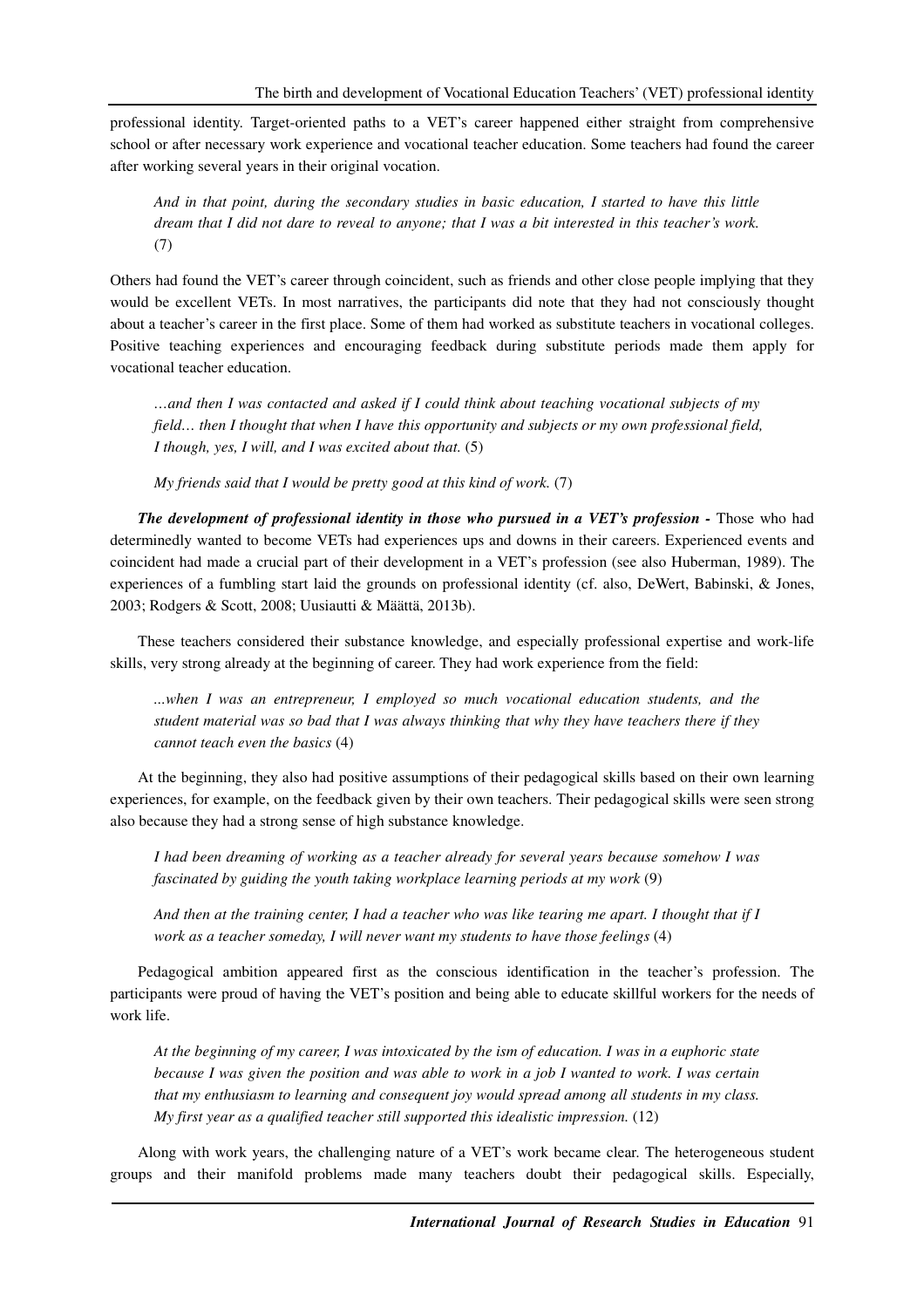professional identity. Target-oriented paths to a VET's career happened either straight from comprehensive school or after necessary work experience and vocational teacher education. Some teachers had found the career after working several years in their original vocation.

> *And in that point, during the secondary studies in basic education, I started to have this little dream that I did not dare to reveal to anyone; that I was a bit interested in this teacher's work.* (7)

Others had found the VET's career through coincident, such as friends and other close people implying that they would be excellent VETs. In most narratives, the participants did note that they had not consciously thought about a teacher's career in the first place. Some of them had worked as substitute teachers in vocational colleges. Positive teaching experiences and encouraging feedback during substitute periods made them apply for vocational teacher education.

> *…and then I was contacted and asked if I could think about teaching vocational subjects of my field… then I thought that when I have this opportunity and subjects or my own professional field, I though, yes, I will, and I was excited about that.* (5)

> *My friends said that I would be pretty good at this kind of work.* (7)

***The development of professional identity in those who pursued in a VET's profession -*** Those who had determinedly wanted to become VETs had experiences ups and downs in their careers. Experienced events and coincident had made a crucial part of their development in a VET's profession (see also Huberman, 1989). The experiences of a fumbling start laid the grounds on professional identity (cf. also, DeWert, Babinski, & Jones, 2003; Rodgers & Scott, 2008; Uusiautti & Määttä, 2013b).

These teachers considered their substance knowledge, and especially professional expertise and work-life skills, very strong already at the beginning of career. They had work experience from the field:

> *...when I was an entrepreneur, I employed so much vocational education students, and the student material was so bad that I was always thinking that why they have teachers there if they cannot teach even the basics* (4)

At the beginning, they also had positive assumptions of their pedagogical skills based on their own learning experiences, for example, on the feedback given by their own teachers. Their pedagogical skills were seen strong also because they had a strong sense of high substance knowledge.

> *I had been dreaming of working as a teacher already for several years because somehow I was fascinated by guiding the youth taking workplace learning periods at my work* (9)

> *And then at the training center, I had a teacher who was like tearing me apart. I thought that if I work as a teacher someday, I will never want my students to have those feelings* (4)

Pedagogical ambition appeared first as the conscious identification in the teacher's profession. The participants were proud of having the VET's position and being able to educate skillful workers for the needs of work life.

> *At the beginning of my career, I was intoxicated by the ism of education. I was in a euphoric state because I was given the position and was able to work in a job I wanted to work. I was certain that my enthusiasm to learning and consequent joy would spread among all students in my class. My first year as a qualified teacher still supported this idealistic impression.* (12)

Along with work years, the challenging nature of a VET's work became clear. The heterogeneous student groups and their manifold problems made many teachers doubt their pedagogical skills. Especially,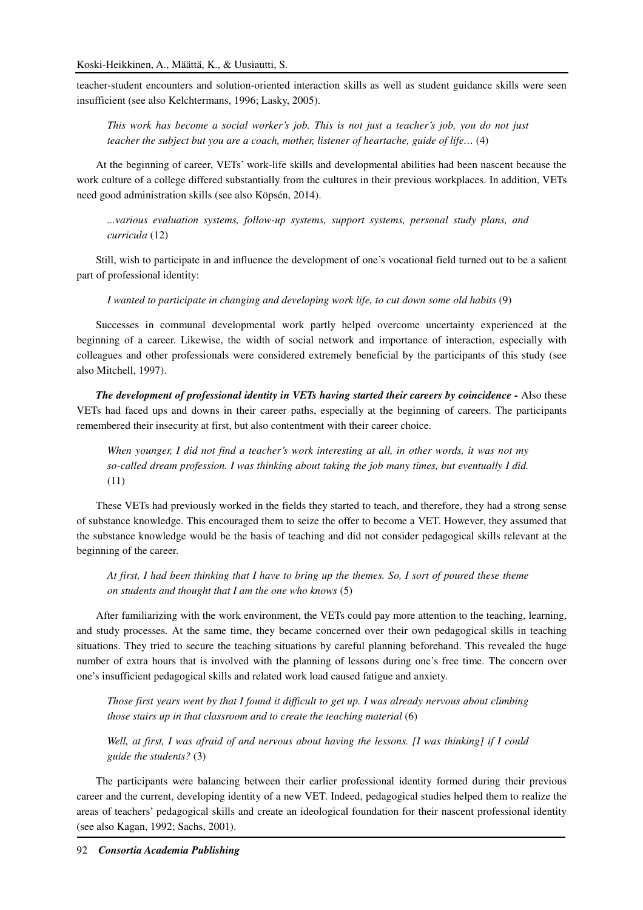teacher-student encounters and solution-oriented interaction skills as well as student guidance skills were seen insufficient (see also Kelchtermans, 1996; Lasky, 2005).

> *This work has become a social worker's job. This is not just a teacher's job, you do not just teacher the subject but you are a coach, mother, listener of heartache, guide of life…* (4)

At the beginning of career, VETs' work-life skills and developmental abilities had been nascent because the work culture of a college differed substantially from the cultures in their previous workplaces. In addition, VETs need good administration skills (see also Köpsén, 2014).

> *...various evaluation systems, follow-up systems, support systems, personal study plans, and curricula* (12)

Still, wish to participate in and influence the development of one's vocational field turned out to be a salient part of professional identity:

> *I wanted to participate in changing and developing work life, to cut down some old habits* (9)

Successes in communal developmental work partly helped overcome uncertainty experienced at the beginning of a career. Likewise, the width of social network and importance of interaction, especially with colleagues and other professionals were considered extremely beneficial by the participants of this study (see also Mitchell, 1997).

***The development of professional identity in VETs having started their careers by coincidence -*** Also these VETs had faced ups and downs in their career paths, especially at the beginning of careers. The participants remembered their insecurity at first, but also contentment with their career choice.

> *When younger, I did not find a teacher's work interesting at all, in other words, it was not my so-called dream profession. I was thinking about taking the job many times, but eventually I did.* (11)

These VETs had previously worked in the fields they started to teach, and therefore, they had a strong sense of substance knowledge. This encouraged them to seize the offer to become a VET. However, they assumed that the substance knowledge would be the basis of teaching and did not consider pedagogical skills relevant at the beginning of the career.

> *At first, I had been thinking that I have to bring up the themes. So, I sort of poured these theme on students and thought that I am the one who knows* (5)

After familiarizing with the work environment, the VETs could pay more attention to the teaching, learning, and study processes. At the same time, they became concerned over their own pedagogical skills in teaching situations. They tried to secure the teaching situations by careful planning beforehand. This revealed the huge number of extra hours that is involved with the planning of lessons during one's free time. The concern over one's insufficient pedagogical skills and related work load caused fatigue and anxiety.

> *Those first years went by that I found it difficult to get up. I was already nervous about climbing those stairs up in that classroom and to create the teaching material* (6)

> *Well, at first, I was afraid of and nervous about having the lessons. [I was thinking] if I could guide the students?* (3)

The participants were balancing between their earlier professional identity formed during their previous career and the current, developing identity of a new VET. Indeed, pedagogical studies helped them to realize the areas of teachers' pedagogical skills and create an ideological foundation for their nascent professional identity (see also Kagan, 1992; Sachs, 2001).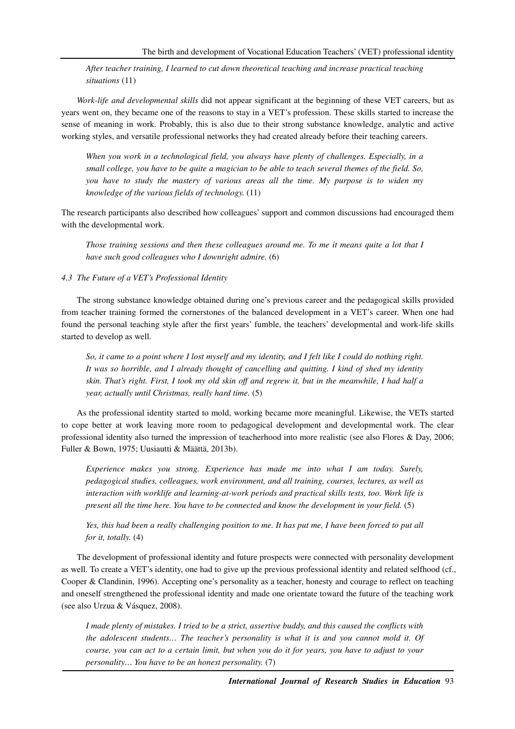*After teacher training, I learned to cut down theoretical teaching and increase practical teaching situations* (11)

*Work-life and developmental skills* did not appear significant at the beginning of these VET careers, but as years went on, they became one of the reasons to stay in a VET's profession. These skills started to increase the sense of meaning in work. Probably, this is also due to their strong substance knowledge, analytic and active working styles, and versatile professional networks they had created already before their teaching careers.

> *When you work in a technological field, you always have plenty of challenges. Especially, in a small college, you have to be quite a magician to be able to teach several themes of the field. So, you have to study the mastery of various areas all the time. My purpose is to widen my knowledge of the various fields of technology.* (11)

The research participants also described how colleagues' support and common discussions had encouraged them with the developmental work.

> *Those training sessions and then these colleagues around me. To me it means quite a lot that I have such good colleagues who I downright admire.* (6)

### *4.3 The Future of a VET's Professional Identity*

The strong substance knowledge obtained during one's previous career and the pedagogical skills provided from teacher training formed the cornerstones of the balanced development in a VET's career. When one had found the personal teaching style after the first years' fumble, the teachers' developmental and work-life skills started to develop as well.

> *So, it came to a point where I lost myself and my identity, and I felt like I could do nothing right. It was so horrible, and I already thought of cancelling and quitting. I kind of shed my identity skin. That's right. First, I took my old skin off and regrew it, but in the meanwhile, I had half a year, actually until Christmas, really hard time.* (5)

As the professional identity started to mold, working became more meaningful. Likewise, the VETs started to cope better at work leaving more room to pedagogical development and developmental work. The clear professional identity also turned the impression of teacherhood into more realistic (see also Flores & Day, 2006; Fuller & Bown, 1975; Uusiautti & Määttä, 2013b).

> *Experience makes you strong. Experience has made me into what I am today. Surely, pedagogical studies, colleagues, work environment, and all training, courses, lectures, as well as interaction with worklife and learning-at-work periods and practical skills tests, too. Work life is present all the time here. You have to be connected and know the development in your field.* (5)

> *Yes, this had been a really challenging position to me. It has put me, I have been forced to put all for it, totally.* (4)

The development of professional identity and future prospects were connected with personality development as well. To create a VET's identity, one had to give up the previous professional identity and related selfhood (cf., Cooper & Clandinin, 1996). Accepting one's personality as a teacher, honesty and courage to reflect on teaching and oneself strengthened the professional identity and made one orientate toward the future of the teaching work (see also Urzua & Vásquez, 2008).

> *I made plenty of mistakes. I tried to be a strict, assertive buddy, and this caused the conflicts with the adolescent students… The teacher's personality is what it is and you cannot mold it. Of course, you can act to a certain limit, but when you do it for years, you have to adjust to your personality… You have to be an honest personality.* (7)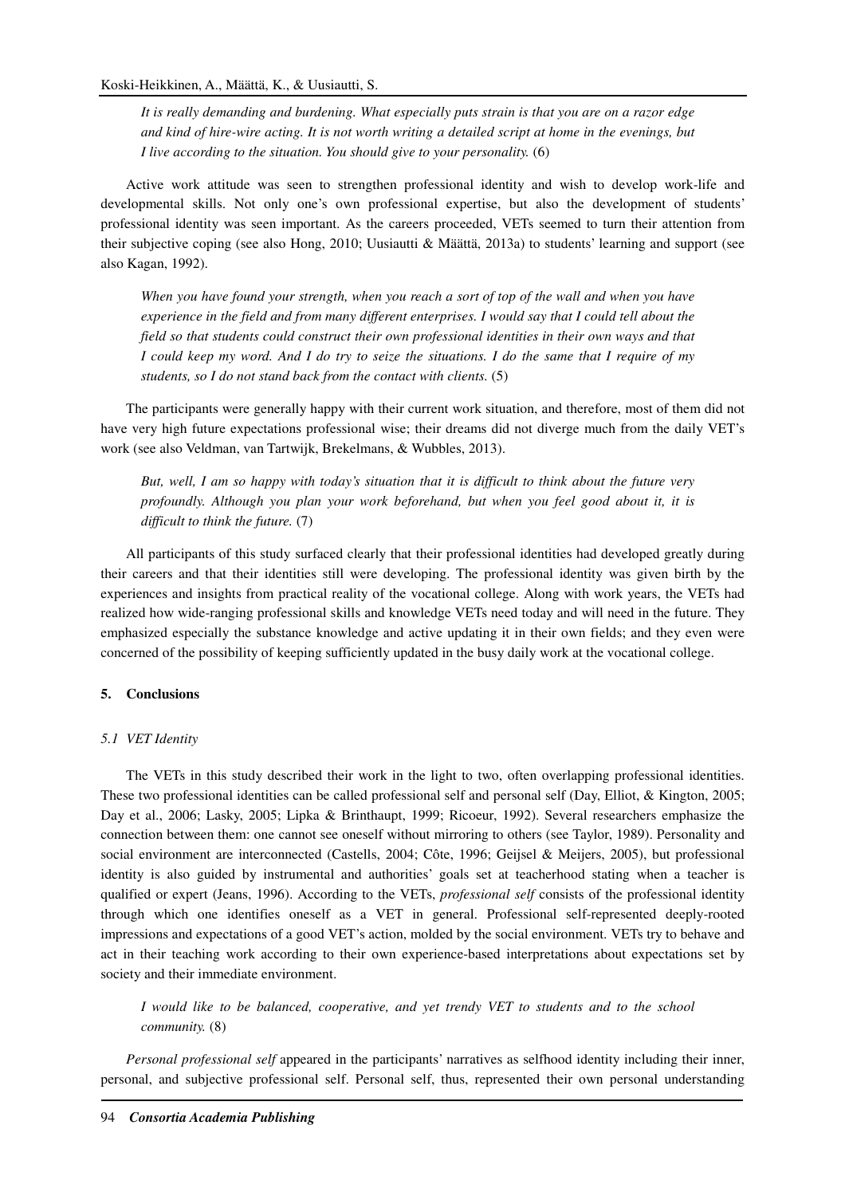*It is really demanding and burdening. What especially puts strain is that you are on a razor edge and kind of hire-wire acting. It is not worth writing a detailed script at home in the evenings, but I live according to the situation. You should give to your personality.* (6)

Active work attitude was seen to strengthen professional identity and wish to develop work-life and developmental skills. Not only one's own professional expertise, but also the development of students' professional identity was seen important. As the careers proceeded, VETs seemed to turn their attention from their subjective coping (see also Hong, 2010; Uusiautti & Määttä, 2013a) to students' learning and support (see also Kagan, 1992).

*When you have found your strength, when you reach a sort of top of the wall and when you have experience in the field and from many different enterprises. I would say that I could tell about the field so that students could construct their own professional identities in their own ways and that I could keep my word. And I do try to seize the situations. I do the same that I require of my students, so I do not stand back from the contact with clients.* (5)

The participants were generally happy with their current work situation, and therefore, most of them did not have very high future expectations professional wise; their dreams did not diverge much from the daily VET's work (see also Veldman, van Tartwijk, Brekelmans, & Wubbles, 2013).

*But, well, I am so happy with today's situation that it is difficult to think about the future very profoundly. Although you plan your work beforehand, but when you feel good about it, it is difficult to think the future.* (7)

All participants of this study surfaced clearly that their professional identities had developed greatly during their careers and that their identities still were developing. The professional identity was given birth by the experiences and insights from practical reality of the vocational college. Along with work years, the VETs had realized how wide-ranging professional skills and knowledge VETs need today and will need in the future. They emphasized especially the substance knowledge and active updating it in their own fields; and they even were concerned of the possibility of keeping sufficiently updated in the busy daily work at the vocational college.

## 5. Conclusions

### 5.1 VET Identity

The VETs in this study described their work in the light to two, often overlapping professional identities. These two professional identities can be called professional self and personal self (Day, Elliot, & Kington, 2005; Day et al., 2006; Lasky, 2005; Lipka & Brinthaupt, 1999; Ricoeur, 1992). Several researchers emphasize the connection between them: one cannot see oneself without mirroring to others (see Taylor, 1989). Personality and social environment are interconnected (Castells, 2004; Côte, 1996; Geijsel & Meijers, 2005), but professional identity is also guided by instrumental and authorities' goals set at teacherhood stating when a teacher is qualified or expert (Jeans, 1996). According to the VETs, *professional self* consists of the professional identity through which one identifies oneself as a VET in general. Professional self-represented deeply-rooted impressions and expectations of a good VET's action, molded by the social environment. VETs try to behave and act in their teaching work according to their own experience-based interpretations about expectations set by society and their immediate environment.

*I would like to be balanced, cooperative, and yet trendy VET to students and to the school community.* (8)

*Personal professional self* appeared in the participants' narratives as selfhood identity including their inner, personal, and subjective professional self. Personal self, thus, represented their own personal understanding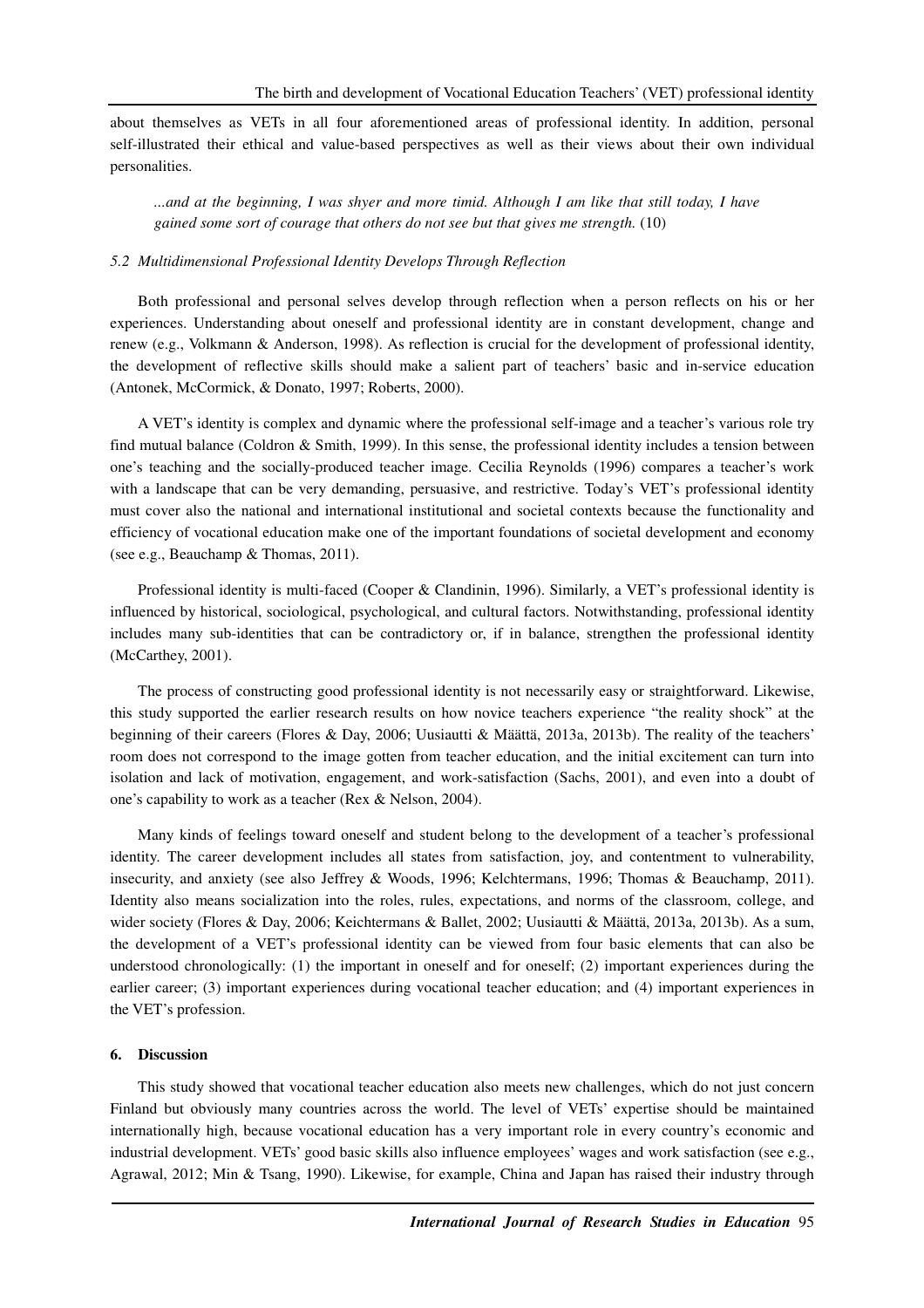about themselves as VETs in all four aforementioned areas of professional identity. In addition, personal self-illustrated their ethical and value-based perspectives as well as their views about their own individual personalities.

> *...and at the beginning, I was shyer and more timid. Although I am like that still today, I have gained some sort of courage that others do not see but that gives me strength.* (10)

### *5.2 Multidimensional Professional Identity Develops Through Reflection*

Both professional and personal selves develop through reflection when a person reflects on his or her experiences. Understanding about oneself and professional identity are in constant development, change and renew (e.g., Volkmann & Anderson, 1998). As reflection is crucial for the development of professional identity, the development of reflective skills should make a salient part of teachers' basic and in-service education (Antonek, McCormick, & Donato, 1997; Roberts, 2000).

A VET's identity is complex and dynamic where the professional self-image and a teacher's various role try find mutual balance (Coldron & Smith, 1999). In this sense, the professional identity includes a tension between one's teaching and the socially-produced teacher image. Cecilia Reynolds (1996) compares a teacher's work with a landscape that can be very demanding, persuasive, and restrictive. Today's VET's professional identity must cover also the national and international institutional and societal contexts because the functionality and efficiency of vocational education make one of the important foundations of societal development and economy (see e.g., Beauchamp & Thomas, 2011).

Professional identity is multi-faced (Cooper & Clandinin, 1996). Similarly, a VET's professional identity is influenced by historical, sociological, psychological, and cultural factors. Notwithstanding, professional identity includes many sub-identities that can be contradictory or, if in balance, strengthen the professional identity (McCarthey, 2001).

The process of constructing good professional identity is not necessarily easy or straightforward. Likewise, this study supported the earlier research results on how novice teachers experience "the reality shock" at the beginning of their careers (Flores & Day, 2006; Uusiautti & Määttä, 2013a, 2013b). The reality of the teachers' room does not correspond to the image gotten from teacher education, and the initial excitement can turn into isolation and lack of motivation, engagement, and work-satisfaction (Sachs, 2001), and even into a doubt of one's capability to work as a teacher (Rex & Nelson, 2004).

Many kinds of feelings toward oneself and student belong to the development of a teacher's professional identity. The career development includes all states from satisfaction, joy, and contentment to vulnerability, insecurity, and anxiety (see also Jeffrey & Woods, 1996; Kelchtermans, 1996; Thomas & Beauchamp, 2011). Identity also means socialization into the roles, rules, expectations, and norms of the classroom, college, and wider society (Flores & Day, 2006; Keichtermans & Ballet, 2002; Uusiautti & Määttä, 2013a, 2013b). As a sum, the development of a VET's professional identity can be viewed from four basic elements that can also be understood chronologically: (1) the important in oneself and for oneself; (2) important experiences during the earlier career; (3) important experiences during vocational teacher education; and (4) important experiences in the VET's profession.

## 6. Discussion

This study showed that vocational teacher education also meets new challenges, which do not just concern Finland but obviously many countries across the world. The level of VETs' expertise should be maintained internationally high, because vocational education has a very important role in every country's economic and industrial development. VETs' good basic skills also influence employees' wages and work satisfaction (see e.g., Agrawal, 2012; Min & Tsang, 1990). Likewise, for example, China and Japan has raised their industry through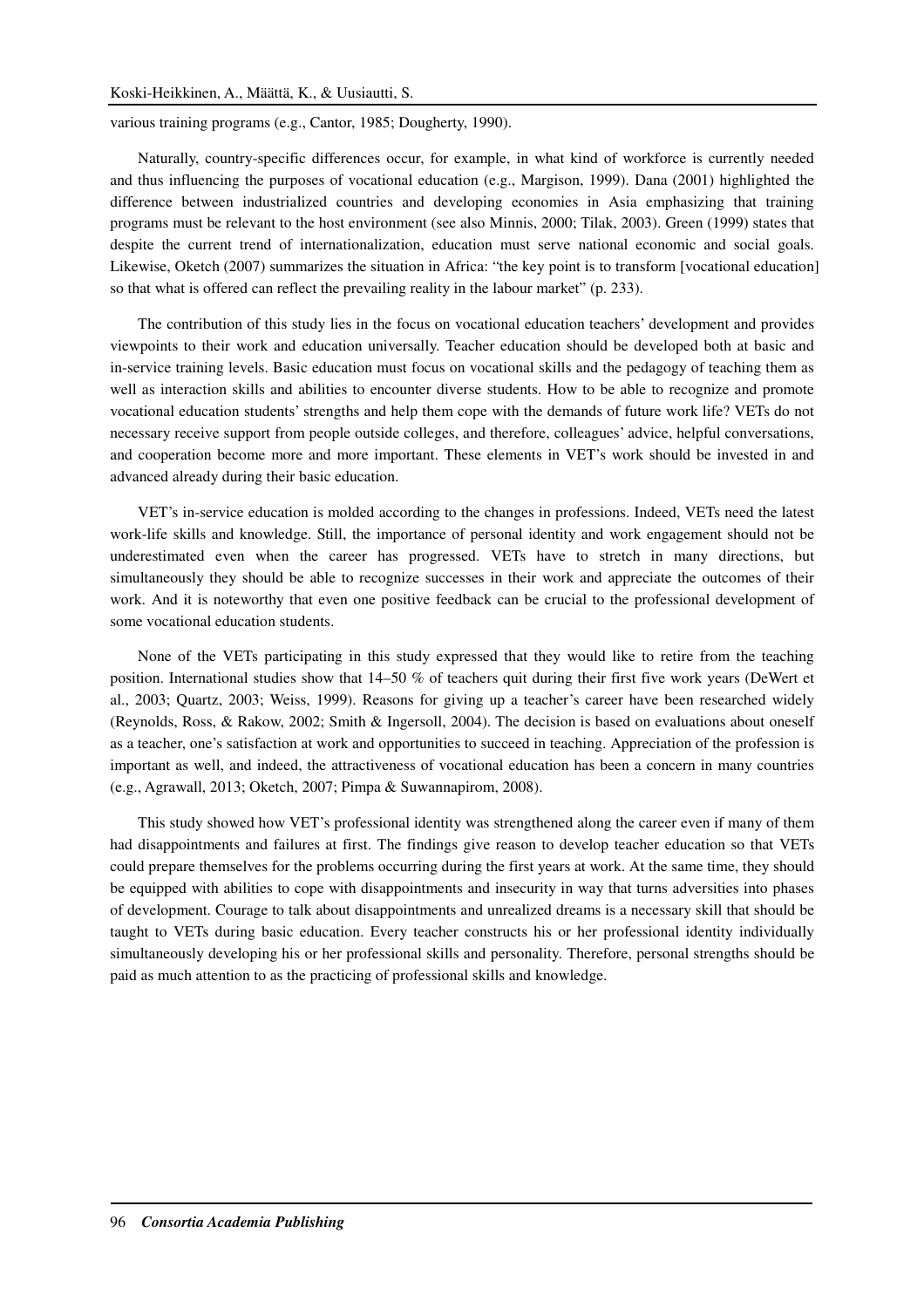various training programs (e.g., Cantor, 1985; Dougherty, 1990).

Naturally, country-specific differences occur, for example, in what kind of workforce is currently needed and thus influencing the purposes of vocational education (e.g., Margison, 1999). Dana (2001) highlighted the difference between industrialized countries and developing economies in Asia emphasizing that training programs must be relevant to the host environment (see also Minnis, 2000; Tilak, 2003). Green (1999) states that despite the current trend of internationalization, education must serve national economic and social goals. Likewise, Oketch (2007) summarizes the situation in Africa: "the key point is to transform [vocational education] so that what is offered can reflect the prevailing reality in the labour market" (p. 233).

The contribution of this study lies in the focus on vocational education teachers' development and provides viewpoints to their work and education universally. Teacher education should be developed both at basic and in-service training levels. Basic education must focus on vocational skills and the pedagogy of teaching them as well as interaction skills and abilities to encounter diverse students. How to be able to recognize and promote vocational education students' strengths and help them cope with the demands of future work life? VETs do not necessary receive support from people outside colleges, and therefore, colleagues' advice, helpful conversations, and cooperation become more and more important. These elements in VET's work should be invested in and advanced already during their basic education.

VET's in-service education is molded according to the changes in professions. Indeed, VETs need the latest work-life skills and knowledge. Still, the importance of personal identity and work engagement should not be underestimated even when the career has progressed. VETs have to stretch in many directions, but simultaneously they should be able to recognize successes in their work and appreciate the outcomes of their work. And it is noteworthy that even one positive feedback can be crucial to the professional development of some vocational education students.

None of the VETs participating in this study expressed that they would like to retire from the teaching position. International studies show that 14–50 % of teachers quit during their first five work years (DeWert et al., 2003; Quartz, 2003; Weiss, 1999). Reasons for giving up a teacher's career have been researched widely (Reynolds, Ross, & Rakow, 2002; Smith & Ingersoll, 2004). The decision is based on evaluations about oneself as a teacher, one's satisfaction at work and opportunities to succeed in teaching. Appreciation of the profession is important as well, and indeed, the attractiveness of vocational education has been a concern in many countries (e.g., Agrawall, 2013; Oketch, 2007; Pimpa & Suwannapirom, 2008).

This study showed how VET's professional identity was strengthened along the career even if many of them had disappointments and failures at first. The findings give reason to develop teacher education so that VETs could prepare themselves for the problems occurring during the first years at work. At the same time, they should be equipped with abilities to cope with disappointments and insecurity in way that turns adversities into phases of development. Courage to talk about disappointments and unrealized dreams is a necessary skill that should be taught to VETs during basic education. Every teacher constructs his or her professional identity individually simultaneously developing his or her professional skills and personality. Therefore, personal strengths should be paid as much attention to as the practicing of professional skills and knowledge.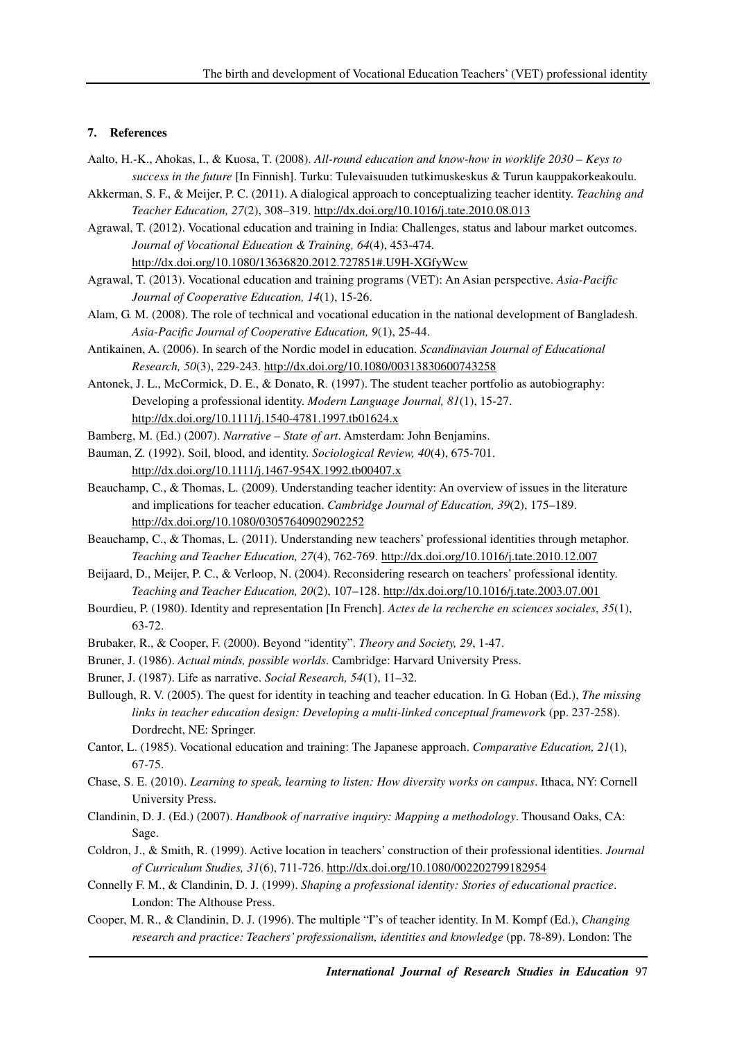## 7. References

Aalto, H.-K., Ahokas, I., & Kuosa, T. (2008). *All-round education and know-how in worklife 2030 – Keys to success in the future* [In Finnish]. Turku: Tulevaisuuden tutkimuskeskus & Turun kauppakorkeakoulu.

Akkerman, S. F., & Meijer, P. C. (2011). A dialogical approach to conceptualizing teacher identity. *Teaching and Teacher Education, 27*(2), 308–319. http://dx.doi.org/10.1016/j.tate.2010.08.013

Agrawal, T. (2012). Vocational education and training in India: Challenges, status and labour market outcomes. *Journal of Vocational Education & Training, 64*(4), 453-474. http://dx.doi.org/10.1080/13636820.2012.727851#.U9H-XGfyWcw

Agrawal, T. (2013). Vocational education and training programs (VET): An Asian perspective. *Asia-Pacific Journal of Cooperative Education, 14*(1), 15-26.

Alam, G. M. (2008). The role of technical and vocational education in the national development of Bangladesh. *Asia-Pacific Journal of Cooperative Education, 9*(1), 25-44.

Antikainen, A. (2006). In search of the Nordic model in education. *Scandinavian Journal of Educational Research, 50*(3), 229-243. http://dx.doi.org/10.1080/00313830600743258

Antonek, J. L., McCormick, D. E., & Donato, R. (1997). The student teacher portfolio as autobiography: Developing a professional identity. *Modern Language Journal, 81*(1), 15-27. http://dx.doi.org/10.1111/j.1540-4781.1997.tb01624.x

Bamberg, M. (Ed.) (2007). *Narrative – State of art*. Amsterdam: John Benjamins.

Bauman, Z. (1992). Soil, blood, and identity. *Sociological Review, 40*(4), 675-701. http://dx.doi.org/10.1111/j.1467-954X.1992.tb00407.x

Beauchamp, C., & Thomas, L. (2009). Understanding teacher identity: An overview of issues in the literature and implications for teacher education. *Cambridge Journal of Education, 39*(2), 175–189. http://dx.doi.org/10.1080/03057640902902252

Beauchamp, C., & Thomas, L. (2011). Understanding new teachers' professional identities through metaphor. *Teaching and Teacher Education, 27*(4), 762-769. http://dx.doi.org/10.1016/j.tate.2010.12.007

Beijaard, D., Meijer, P. C., & Verloop, N. (2004). Reconsidering research on teachers' professional identity. *Teaching and Teacher Education, 20*(2), 107–128. http://dx.doi.org/10.1016/j.tate.2003.07.001

Bourdieu, P. (1980). Identity and representation [In French]. *Actes de la recherche en sciences sociales*, *35*(1), 63-72.

Brubaker, R., & Cooper, F. (2000). Beyond "identity". *Theory and Society, 29*, 1-47.

Bruner, J. (1986). *Actual minds, possible worlds*. Cambridge: Harvard University Press.

Bruner, J. (1987). Life as narrative. *Social Research, 54*(1), 11–32.

Bullough, R. V. (2005). The quest for identity in teaching and teacher education. In G. Hoban (Ed.), *The missing links in teacher education design: Developing a multi-linked conceptual framework* (pp. 237-258). Dordrecht, NE: Springer.

Cantor, L. (1985). Vocational education and training: The Japanese approach. *Comparative Education, 21*(1), 67-75.

Chase, S. E. (2010). *Learning to speak, learning to listen: How diversity works on campus*. Ithaca, NY: Cornell University Press.

Clandinin, D. J. (Ed.) (2007). *Handbook of narrative inquiry: Mapping a methodology*. Thousand Oaks, CA: Sage.

Coldron, J., & Smith, R. (1999). Active location in teachers' construction of their professional identities. *Journal of Curriculum Studies, 31*(6), 711-726. http://dx.doi.org/10.1080/002202799182954

Connelly F. M., & Clandinin, D. J. (1999). *Shaping a professional identity: Stories of educational practice*. London: The Althouse Press.

Cooper, M. R., & Clandinin, D. J. (1996). The multiple "I"s of teacher identity. In M. Kompf (Ed.), *Changing research and practice: Teachers' professionalism, identities and knowledge* (pp. 78-89). London: The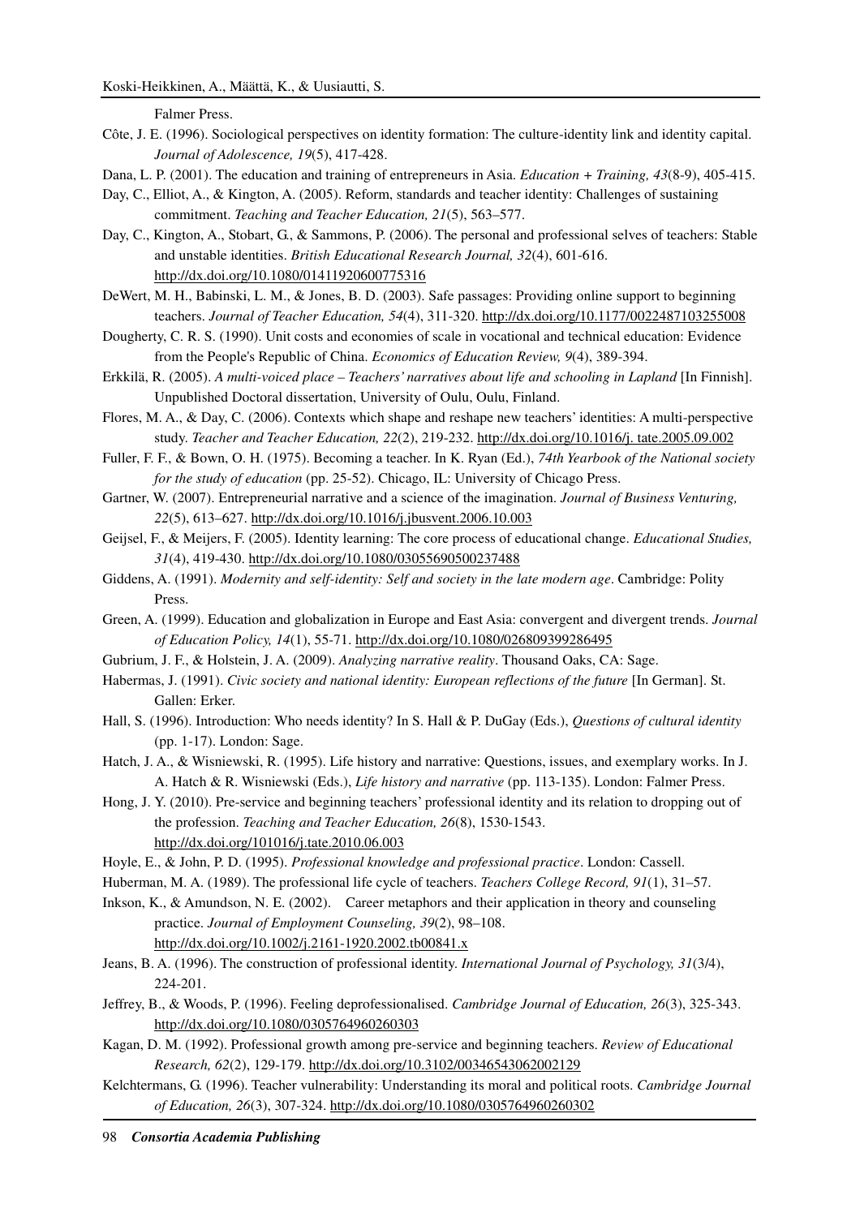Falmer Press.

Côte, J. E. (1996). Sociological perspectives on identity formation: The culture-identity link and identity capital. *Journal of Adolescence, 19*(5), 417-428.

Dana, L. P. (2001). The education and training of entrepreneurs in Asia. *Education + Training, 43*(8-9), 405-415.

Day, C., Elliot, A., & Kington, A. (2005). Reform, standards and teacher identity: Challenges of sustaining commitment. *Teaching and Teacher Education, 21*(5), 563–577.

Day, C., Kington, A., Stobart, G., & Sammons, P. (2006). The personal and professional selves of teachers: Stable and unstable identities. *British Educational Research Journal, 32*(4), 601-616. http://dx.doi.org/10.1080/01411920600775316

DeWert, M. H., Babinski, L. M., & Jones, B. D. (2003). Safe passages: Providing online support to beginning teachers. *Journal of Teacher Education, 54*(4), 311-320. http://dx.doi.org/10.1177/0022487103255008

Dougherty, C. R. S. (1990). Unit costs and economies of scale in vocational and technical education: Evidence from the People's Republic of China. *Economics of Education Review, 9*(4), 389-394.

Erkkilä, R. (2005). *A multi-voiced place – Teachers' narratives about life and schooling in Lapland* [In Finnish]. Unpublished Doctoral dissertation, University of Oulu, Oulu, Finland.

Flores, M. A., & Day, C. (2006). Contexts which shape and reshape new teachers' identities: A multi-perspective study. *Teacher and Teacher Education, 22*(2), 219-232. http://dx.doi.org/10.1016/j. tate.2005.09.002

Fuller, F. F., & Bown, O. H. (1975). Becoming a teacher. In K. Ryan (Ed.), *74th Yearbook of the National society for the study of education* (pp. 25-52). Chicago, IL: University of Chicago Press.

Gartner, W. (2007). Entrepreneurial narrative and a science of the imagination. *Journal of Business Venturing, 22*(5), 613–627. http://dx.doi.org/10.1016/j.jbusvent.2006.10.003

Geijsel, F., & Meijers, F. (2005). Identity learning: The core process of educational change. *Educational Studies, 31*(4), 419-430. http://dx.doi.org/10.1080/03055690500237488

Giddens, A. (1991). *Modernity and self-identity: Self and society in the late modern age*. Cambridge: Polity Press.

Green, A. (1999). Education and globalization in Europe and East Asia: convergent and divergent trends. *Journal of Education Policy, 14*(1), 55-71. http://dx.doi.org/10.1080/026809399286495

Gubrium, J. F., & Holstein, J. A. (2009). *Analyzing narrative reality*. Thousand Oaks, CA: Sage.

Habermas, J. (1991). *Civic society and national identity: European reflections of the future* [In German]. St. Gallen: Erker.

Hall, S. (1996). Introduction: Who needs identity? In S. Hall & P. DuGay (Eds.), *Questions of cultural identity* (pp. 1-17). London: Sage.

Hatch, J. A., & Wisniewski, R. (1995). Life history and narrative: Questions, issues, and exemplary works. In J. A. Hatch & R. Wisniewski (Eds.), *Life history and narrative* (pp. 113-135). London: Falmer Press.

Hong, J. Y. (2010). Pre-service and beginning teachers' professional identity and its relation to dropping out of the profession. *Teaching and Teacher Education, 26*(8), 1530-1543. http://dx.doi.org/101016/j.tate.2010.06.003

Hoyle, E., & John, P. D. (1995). *Professional knowledge and professional practice*. London: Cassell.

Huberman, M. A. (1989). The professional life cycle of teachers. *Teachers College Record, 91*(1), 31–57.

Inkson, K., & Amundson, N. E. (2002). Career metaphors and their application in theory and counseling practice. *Journal of Employment Counseling, 39*(2), 98–108. http://dx.doi.org/10.1002/j.2161-1920.2002.tb00841.x

Jeans, B. A. (1996). The construction of professional identity. *International Journal of Psychology, 31*(3/4), 224-201.

Jeffrey, B., & Woods, P. (1996). Feeling deprofessionalised. *Cambridge Journal of Education, 26*(3), 325-343. http://dx.doi.org/10.1080/0305764960260303

Kagan, D. M. (1992). Professional growth among pre-service and beginning teachers. *Review of Educational Research, 62*(2), 129-179. http://dx.doi.org/10.3102/00346543062002129

Kelchtermans, G. (1996). Teacher vulnerability: Understanding its moral and political roots. *Cambridge Journal of Education, 26*(3), 307-324. http://dx.doi.org/10.1080/0305764960260302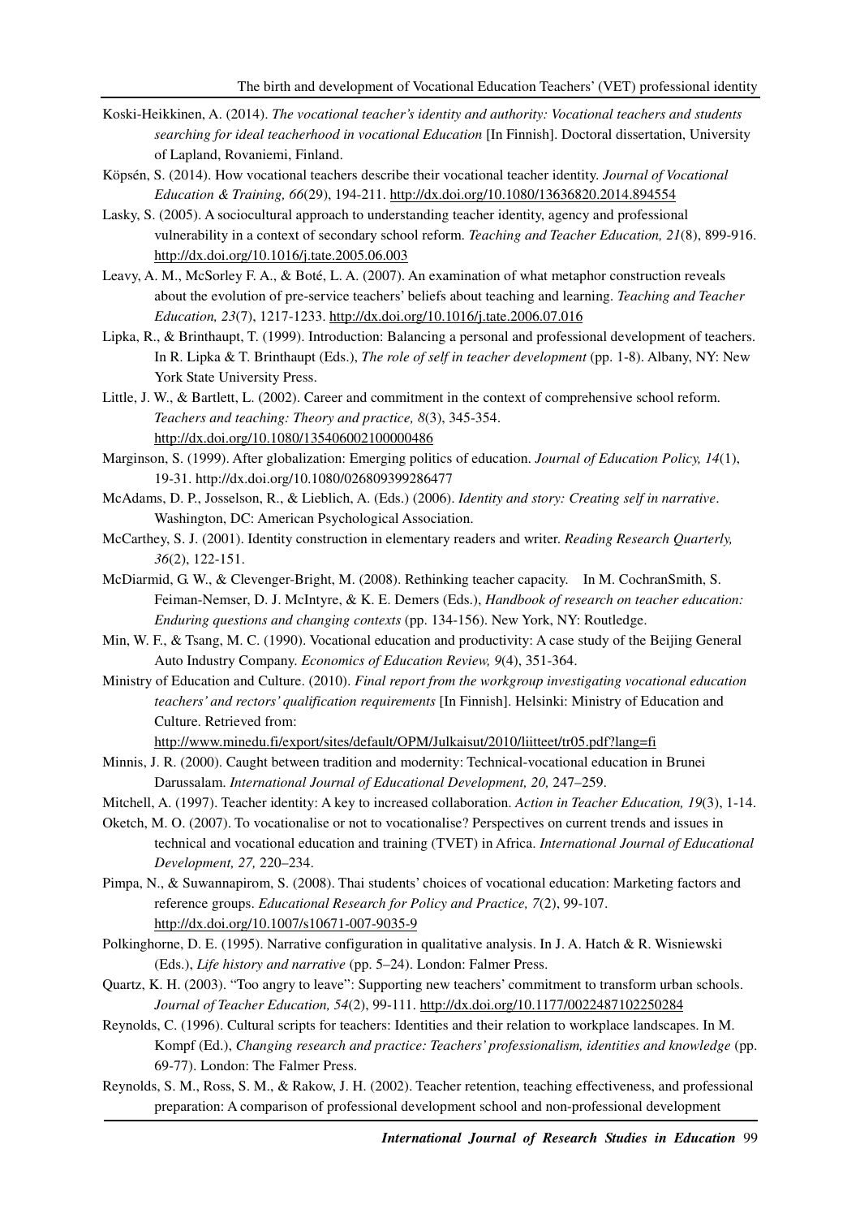Koski-Heikkinen, A. (2014). *The vocational teacher's identity and authority: Vocational teachers and students searching for ideal teacherhood in vocational Education* [In Finnish]. Doctoral dissertation, University of Lapland, Rovaniemi, Finland.

Köpsén, S. (2014). How vocational teachers describe their vocational teacher identity. *Journal of Vocational Education & Training, 66*(29), 194-211. http://dx.doi.org/10.1080/13636820.2014.894554

Lasky, S. (2005). A sociocultural approach to understanding teacher identity, agency and professional vulnerability in a context of secondary school reform. *Teaching and Teacher Education, 21*(8), 899-916. http://dx.doi.org/10.1016/j.tate.2005.06.003

Leavy, A. M., McSorley F. A., & Boté, L. A. (2007). An examination of what metaphor construction reveals about the evolution of pre-service teachers' beliefs about teaching and learning. *Teaching and Teacher Education, 23*(7), 1217-1233. http://dx.doi.org/10.1016/j.tate.2006.07.016

Lipka, R., & Brinthaupt, T. (1999). Introduction: Balancing a personal and professional development of teachers. In R. Lipka & T. Brinthaupt (Eds.), *The role of self in teacher development* (pp. 1-8). Albany, NY: New York State University Press.

Little, J. W., & Bartlett, L. (2002). Career and commitment in the context of comprehensive school reform. *Teachers and teaching: Theory and practice, 8*(3), 345-354. http://dx.doi.org/10.1080/135406002100000486

Marginson, S. (1999). After globalization: Emerging politics of education. *Journal of Education Policy, 14*(1), 19-31. http://dx.doi.org/10.1080/026809399286477

McAdams, D. P., Josselson, R., & Lieblich, A. (Eds.) (2006). *Identity and story: Creating self in narrative*. Washington, DC: American Psychological Association.

McCarthey, S. J. (2001). Identity construction in elementary readers and writer. *Reading Research Quarterly, 36*(2), 122-151.

McDiarmid, G. W., & Clevenger-Bright, M. (2008). Rethinking teacher capacity. In M. CochranSmith, S. Feiman-Nemser, D. J. McIntyre, & K. E. Demers (Eds.), *Handbook of research on teacher education: Enduring questions and changing contexts* (pp. 134-156). New York, NY: Routledge.

Min, W. F., & Tsang, M. C. (1990). Vocational education and productivity: A case study of the Beijing General Auto Industry Company. *Economics of Education Review, 9*(4), 351-364.

Ministry of Education and Culture. (2010). *Final report from the workgroup investigating vocational education teachers' and rectors' qualification requirements* [In Finnish]. Helsinki: Ministry of Education and Culture. Retrieved from: http://www.minedu.fi/export/sites/default/OPM/Julkaisut/2010/liitteet/tr05.pdf?lang=fi

Minnis, J. R. (2000). Caught between tradition and modernity: Technical-vocational education in Brunei Darussalam. *International Journal of Educational Development, 20,* 247–259.

Mitchell, A. (1997). Teacher identity: A key to increased collaboration. *Action in Teacher Education, 19*(3), 1-14.

Oketch, M. O. (2007). To vocationalise or not to vocationalise? Perspectives on current trends and issues in technical and vocational education and training (TVET) in Africa. *International Journal of Educational Development, 27,* 220–234.

Pimpa, N., & Suwannapirom, S. (2008). Thai students' choices of vocational education: Marketing factors and reference groups. *Educational Research for Policy and Practice, 7*(2), 99-107. http://dx.doi.org/10.1007/s10671-007-9035-9

Polkinghorne, D. E. (1995). Narrative configuration in qualitative analysis. In J. A. Hatch & R. Wisniewski (Eds.), *Life history and narrative* (pp. 5–24). London: Falmer Press.

Quartz, K. H. (2003). "Too angry to leave": Supporting new teachers' commitment to transform urban schools. *Journal of Teacher Education, 54*(2), 99-111. http://dx.doi.org/10.1177/0022487102250284

Reynolds, C. (1996). Cultural scripts for teachers: Identities and their relation to workplace landscapes. In M. Kompf (Ed.), *Changing research and practice: Teachers' professionalism, identities and knowledge* (pp. 69-77). London: The Falmer Press.

Reynolds, S. M., Ross, S. M., & Rakow, J. H. (2002). Teacher retention, teaching effectiveness, and professional preparation: A comparison of professional development school and non-professional development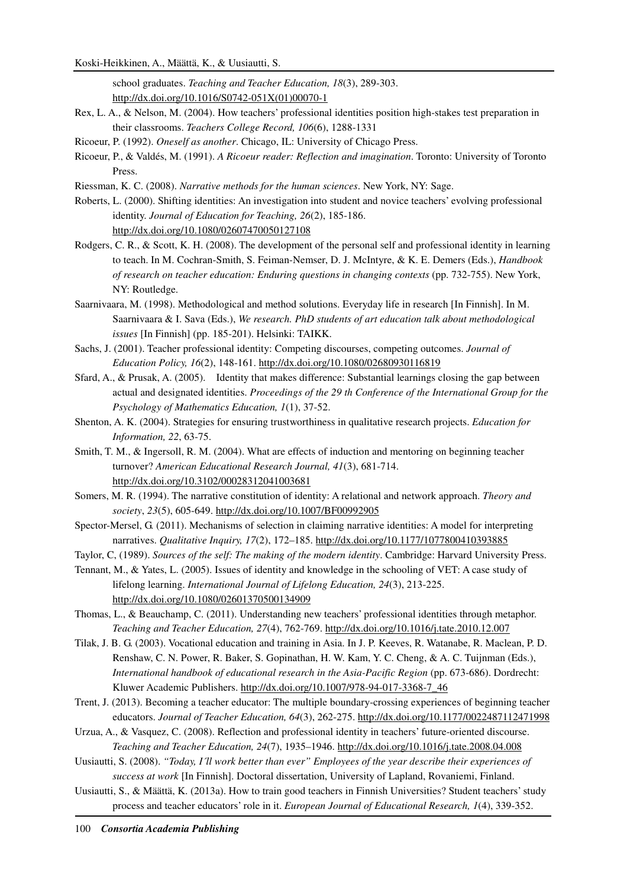school graduates. *Teaching and Teacher Education, 18*(3), 289-303. http://dx.doi.org/10.1016/S0742-051X(01)00070-1

Rex, L. A., & Nelson, M. (2004). How teachers' professional identities position high-stakes test preparation in their classrooms. *Teachers College Record, 106*(6), 1288-1331

Ricoeur, P. (1992). *Oneself as another*. Chicago, IL: University of Chicago Press.

Ricoeur, P., & Valdés, M. (1991). *A Ricoeur reader: Reflection and imagination*. Toronto: University of Toronto Press.

Riessman, K. C. (2008). *Narrative methods for the human sciences*. New York, NY: Sage.

Roberts, L. (2000). Shifting identities: An investigation into student and novice teachers' evolving professional identity. *Journal of Education for Teaching, 26*(2), 185-186. http://dx.doi.org/10.1080/02607470050127108

Rodgers, C. R., & Scott, K. H. (2008). The development of the personal self and professional identity in learning to teach. In M. Cochran-Smith, S. Feiman-Nemser, D. J. McIntyre, & K. E. Demers (Eds.), *Handbook of research on teacher education: Enduring questions in changing contexts* (pp. 732-755). New York, NY: Routledge.

Saarnivaara, M. (1998). Methodological and method solutions. Everyday life in research [In Finnish]. In M. Saarnivaara & I. Sava (Eds.), *We research. PhD students of art education talk about methodological issues* [In Finnish] (pp. 185-201). Helsinki: TAIKK.

Sachs, J. (2001). Teacher professional identity: Competing discourses, competing outcomes. *Journal of Education Policy, 16*(2), 148-161. http://dx.doi.org/10.1080/02680930116819

Sfard, A., & Prusak, A. (2005). Identity that makes difference: Substantial learnings closing the gap between actual and designated identities. *Proceedings of the 29 th Conference of the International Group for the Psychology of Mathematics Education, 1*(1), 37-52.

Shenton, A. K. (2004). Strategies for ensuring trustworthiness in qualitative research projects. *Education for Information, 22*, 63-75.

Smith, T. M., & Ingersoll, R. M. (2004). What are effects of induction and mentoring on beginning teacher turnover? *American Educational Research Journal, 41*(3), 681-714. http://dx.doi.org/10.3102/00028312041003681

Somers, M. R. (1994). The narrative constitution of identity: A relational and network approach. *Theory and society*, *23*(5), 605-649. http://dx.doi.org/10.1007/BF00992905

Spector-Mersel, G. (2011). Mechanisms of selection in claiming narrative identities: A model for interpreting narratives. *Qualitative Inquiry, 17*(2), 172–185. http://dx.doi.org/10.1177/1077800410393885

Taylor, C, (1989). *Sources of the self: The making of the modern identity*. Cambridge: Harvard University Press.

Tennant, M., & Yates, L. (2005). Issues of identity and knowledge in the schooling of VET: A case study of lifelong learning. *International Journal of Lifelong Education, 24*(3), 213-225. http://dx.doi.org/10.1080/02601370500134909

Thomas, L., & Beauchamp, C. (2011). Understanding new teachers' professional identities through metaphor. *Teaching and Teacher Education, 27*(4), 762-769. http://dx.doi.org/10.1016/j.tate.2010.12.007

Tilak, J. B. G. (2003). Vocational education and training in Asia. In J. P. Keeves, R. Watanabe, R. Maclean, P. D. Renshaw, C. N. Power, R. Baker, S. Gopinathan, H. W. Kam, Y. C. Cheng, & A. C. Tuijnman (Eds.), *International handbook of educational research in the Asia-Pacific Region* (pp. 673-686). Dordrecht: Kluwer Academic Publishers. http://dx.doi.org/10.1007/978-94-017-3368-7_46

Trent, J. (2013). Becoming a teacher educator: The multiple boundary-crossing experiences of beginning teacher educators. *Journal of Teacher Education, 64*(3), 262-275. http://dx.doi.org/10.1177/0022487112471998

Urzua, A., & Vasquez, C. (2008). Reflection and professional identity in teachers' future-oriented discourse. *Teaching and Teacher Education, 24*(7), 1935–1946. http://dx.doi.org/10.1016/j.tate.2008.04.008

Uusiautti, S. (2008). *"Today, I´ll work better than ever" Employees of the year describe their experiences of success at work* [In Finnish]. Doctoral dissertation, University of Lapland, Rovaniemi, Finland.

Uusiautti, S., & Määttä, K. (2013a). How to train good teachers in Finnish Universities? Student teachers' study process and teacher educators' role in it. *European Journal of Educational Research, 1*(4), 339-352.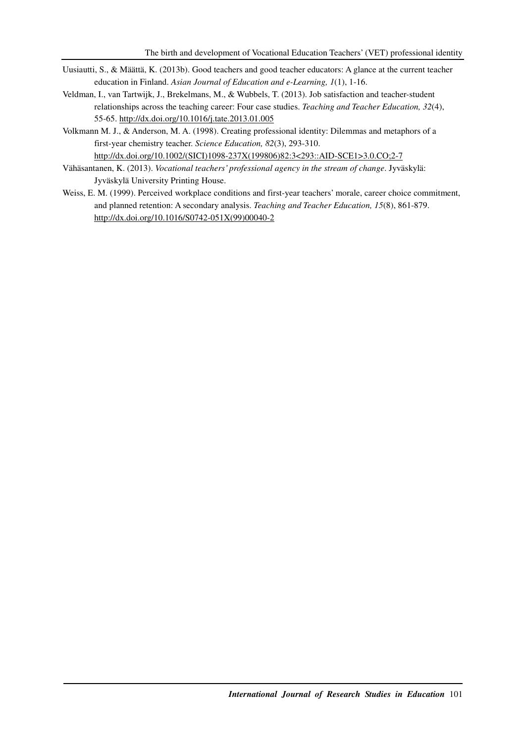Uusiautti, S., & Määttä, K. (2013b). Good teachers and good teacher educators: A glance at the current teacher education in Finland. *Asian Journal of Education and e-Learning, 1*(1), 1-16.

Veldman, I., van Tartwijk, J., Brekelmans, M., & Wubbels, T. (2013). Job satisfaction and teacher-student relationships across the teaching career: Four case studies. *Teaching and Teacher Education, 32*(4), 55-65. http://dx.doi.org/10.1016/j.tate.2013.01.005

Volkmann M. J., & Anderson, M. A. (1998). Creating professional identity: Dilemmas and metaphors of a first-year chemistry teacher. *Science Education, 82*(3), 293-310. http://dx.doi.org/10.1002/(SICI)1098-237X(199806)82:3<293::AID-SCE1>3.0.CO;2-7

Vähäsantanen, K. (2013). *Vocational teachers' professional agency in the stream of change*. Jyväskylä: Jyväskylä University Printing House.

Weiss, E. M. (1999). Perceived workplace conditions and first-year teachers' morale, career choice commitment, and planned retention: A secondary analysis. *Teaching and Teacher Education, 15*(8), 861-879. http://dx.doi.org/10.1016/S0742-051X(99)00040-2